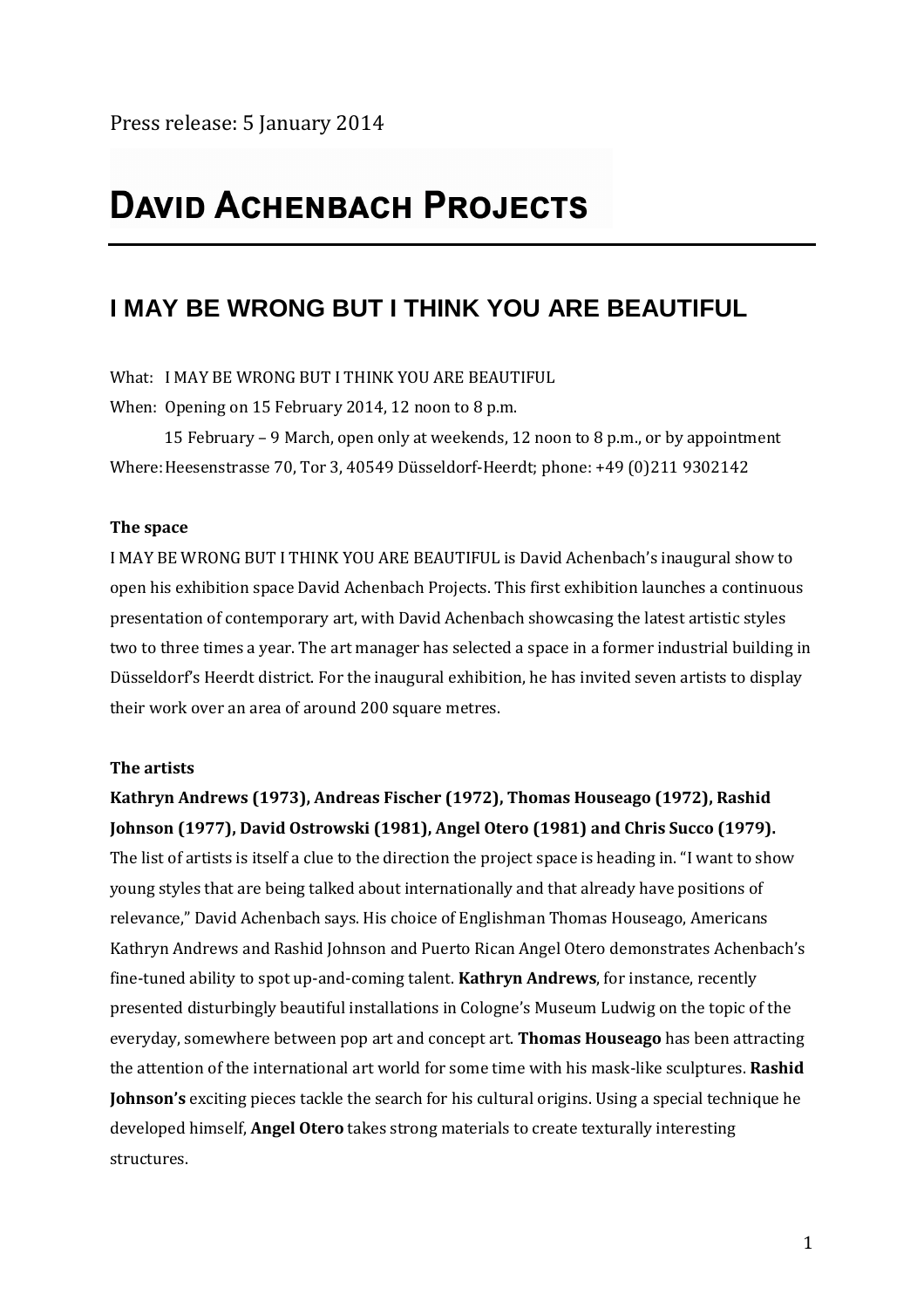Press release: 5 January 2014

# DAVID ACHENBACH PROJECTS

## I MAY BE WRONG BUT I THINK YOU ARE BEAUTIFUL

What: I MAY BE WRONG BUT I THINK YOU ARE BEAUTIFUL

When: Opening on 15 February 2014, 12 noon to 8 p.m.

15 February – 9 March, open only at weekends, 12 noon to 8 p.m., or by appointment

Where: Heesenstrasse 70, Tor 3, 40549 Düsseldorf-Heerdt; phone: +49 (0)211 9302142

**The space**

I MAY BE WRONG BUT I THINK YOU ARE BEAUTIFUL is David Achenbach's inaugural show to open his exhibition space David Achenbach Projects. This first exhibition launches a continuous presentation of contemporary art, with David Achenbach showcasing the latest artistic styles two to three times a year. The art manager has selected a space in a former industrial building in Düsseldorf's Heerdt district. For the inaugural exhibition, he has invited seven artists to display their work over an area of around 200 square metres.

**The artists**

**Kathryn Andrews (1973), Andreas Fischer (1972), Thomas Houseago (1972), Rashid Johnson (1977), David Ostrowski (1981), Angel Otero (1981) and Chris Succo (1979).**

The list of artists is itself a clue to the direction the project space is heading in. "I want to show young styles that are being talked about internationally and that already have positions of relevance," David Achenbach says. His choice of Englishman Thomas Houseago, Americans Kathryn Andrews and Rashid Johnson and Puerto Rican Angel Otero demonstrates Achenbach's fine-tuned ability to spot up-and-coming talent. **Kathryn Andrews**, for instance, recently presented disturbingly beautiful installations in Cologne's Museum Ludwig on the topic of the everyday, somewhere between pop art and concept art. **Thomas Houseago** has been attracting the attention of the international art world for some time with his mask-like sculptures. **Rashid Johnson's** exciting pieces tackle the search for his cultural origins. Using a special technique he developed himself, **Angel Otero** takes strong materials to create texturally interesting structures.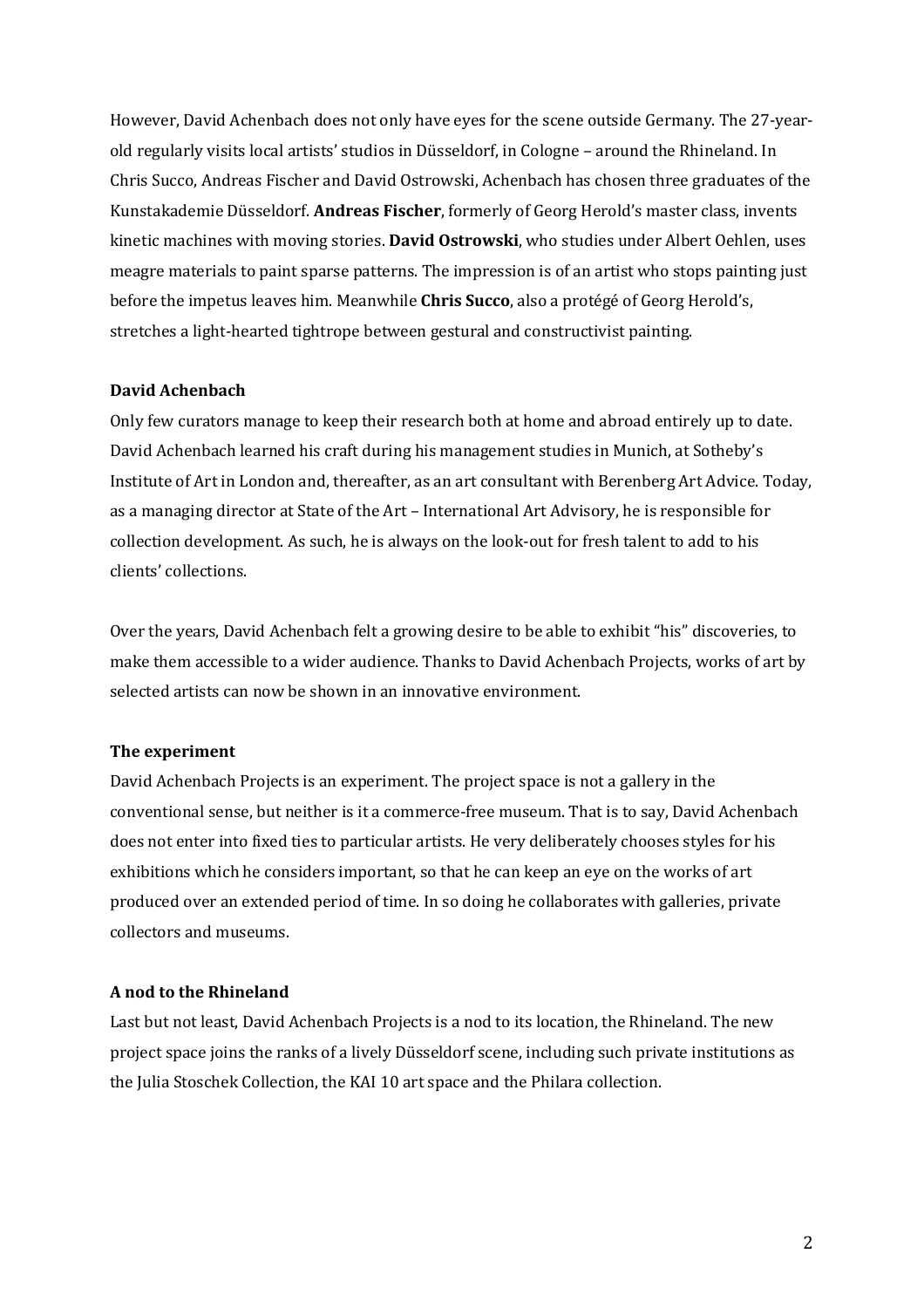However, David Achenbach does not only have eyes for the scene outside Germany. The 27-year-old regularly visits local artists' studios in Düsseldorf, in Cologne – around the Rhineland. In Chris Succo, Andreas Fischer and David Ostrowski, Achenbach has chosen three graduates of the Kunstakademie Düsseldorf. **Andreas Fischer**, formerly of Georg Herold's master class, invents kinetic machines with moving stories. **David Ostrowski**, who studies under Albert Oehlen, uses meagre materials to paint sparse patterns. The impression is of an artist who stops painting just before the impetus leaves him. Meanwhile **Chris Succo**, also a protégé of Georg Herold's, stretches a light-hearted tightrope between gestural and constructivist painting.

**David Achenbach**

Only few curators manage to keep their research both at home and abroad entirely up to date. David Achenbach learned his craft during his management studies in Munich, at Sotheby's Institute of Art in London and, thereafter, as an art consultant with Berenberg Art Advice. Today, as a managing director at State of the Art – International Art Advisory, he is responsible for collection development. As such, he is always on the look-out for fresh talent to add to his clients' collections.

Over the years, David Achenbach felt a growing desire to be able to exhibit "his" discoveries, to make them accessible to a wider audience. Thanks to David Achenbach Projects, works of art by selected artists can now be shown in an innovative environment.

**The experiment**

David Achenbach Projects is an experiment. The project space is not a gallery in the conventional sense, but neither is it a commerce-free museum. That is to say, David Achenbach does not enter into fixed ties to particular artists. He very deliberately chooses styles for his exhibitions which he considers important, so that he can keep an eye on the works of art produced over an extended period of time. In so doing he collaborates with galleries, private collectors and museums.

**A nod to the Rhineland**

Last but not least, David Achenbach Projects is a nod to its location, the Rhineland. The new project space joins the ranks of a lively Düsseldorf scene, including such private institutions as the Julia Stoschek Collection, the KAI 10 art space and the Philara collection.